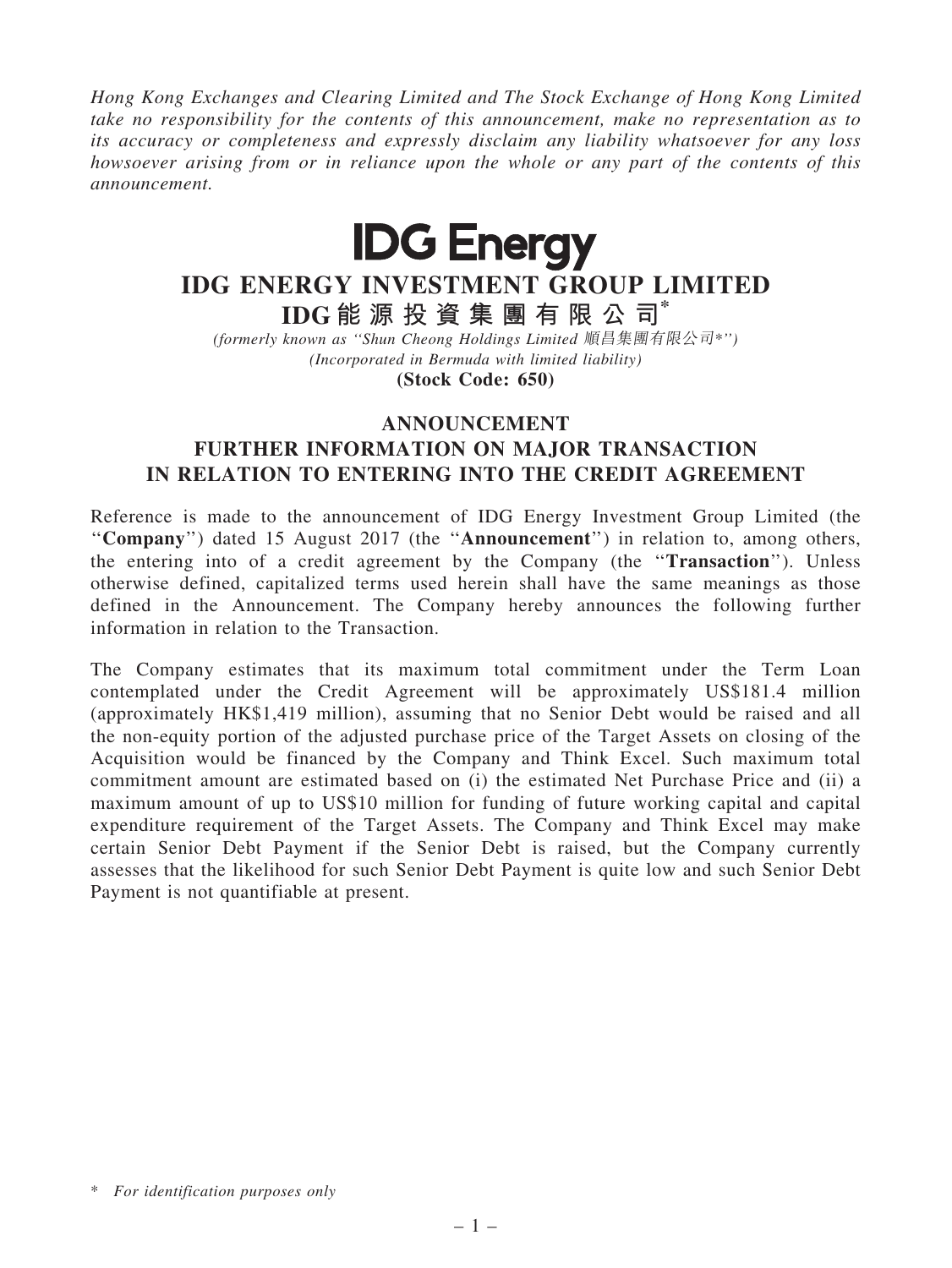*Hong Kong Exchanges and Clearing Limited and The Stock Exchange of Hong Kong Limited take no responsibility for the contents of this announcement, make no representation as to its accuracy or completeness and expressly disclaim any liability whatsoever for any loss howsoever arising from or in reliance upon the whole or any part of the contents of this announcement.*

**IDG Energy**

# IDG ENERGY INVESTMENT GROUP LIMITED

# IDG能源投資集團有限公司*

*(formerly known as "Shun Cheong Holdings Limited 順昌集團有限公司*")*

*(Incorporated in Bermuda with limited liability)*

**(Stock Code: 650)**

## ANNOUNCEMENT
## FURTHER INFORMATION ON MAJOR TRANSACTION IN RELATION TO ENTERING INTO THE CREDIT AGREEMENT

Reference is made to the announcement of IDG Energy Investment Group Limited (the "**Company**") dated 15 August 2017 (the "**Announcement**") in relation to, among others, the entering into of a credit agreement by the Company (the "**Transaction**"). Unless otherwise defined, capitalized terms used herein shall have the same meanings as those defined in the Announcement. The Company hereby announces the following further information in relation to the Transaction.

The Company estimates that its maximum total commitment under the Term Loan contemplated under the Credit Agreement will be approximately US$181.4 million (approximately HK$1,419 million), assuming that no Senior Debt would be raised and all the non-equity portion of the adjusted purchase price of the Target Assets on closing of the Acquisition would be financed by the Company and Think Excel. Such maximum total commitment amount are estimated based on (i) the estimated Net Purchase Price and (ii) a maximum amount of up to US$10 million for funding of future working capital and capital expenditure requirement of the Target Assets. The Company and Think Excel may make certain Senior Debt Payment if the Senior Debt is raised, but the Company currently assesses that the likelihood for such Senior Debt Payment is quite low and such Senior Debt Payment is not quantifiable at present.

\* *For identification purposes only*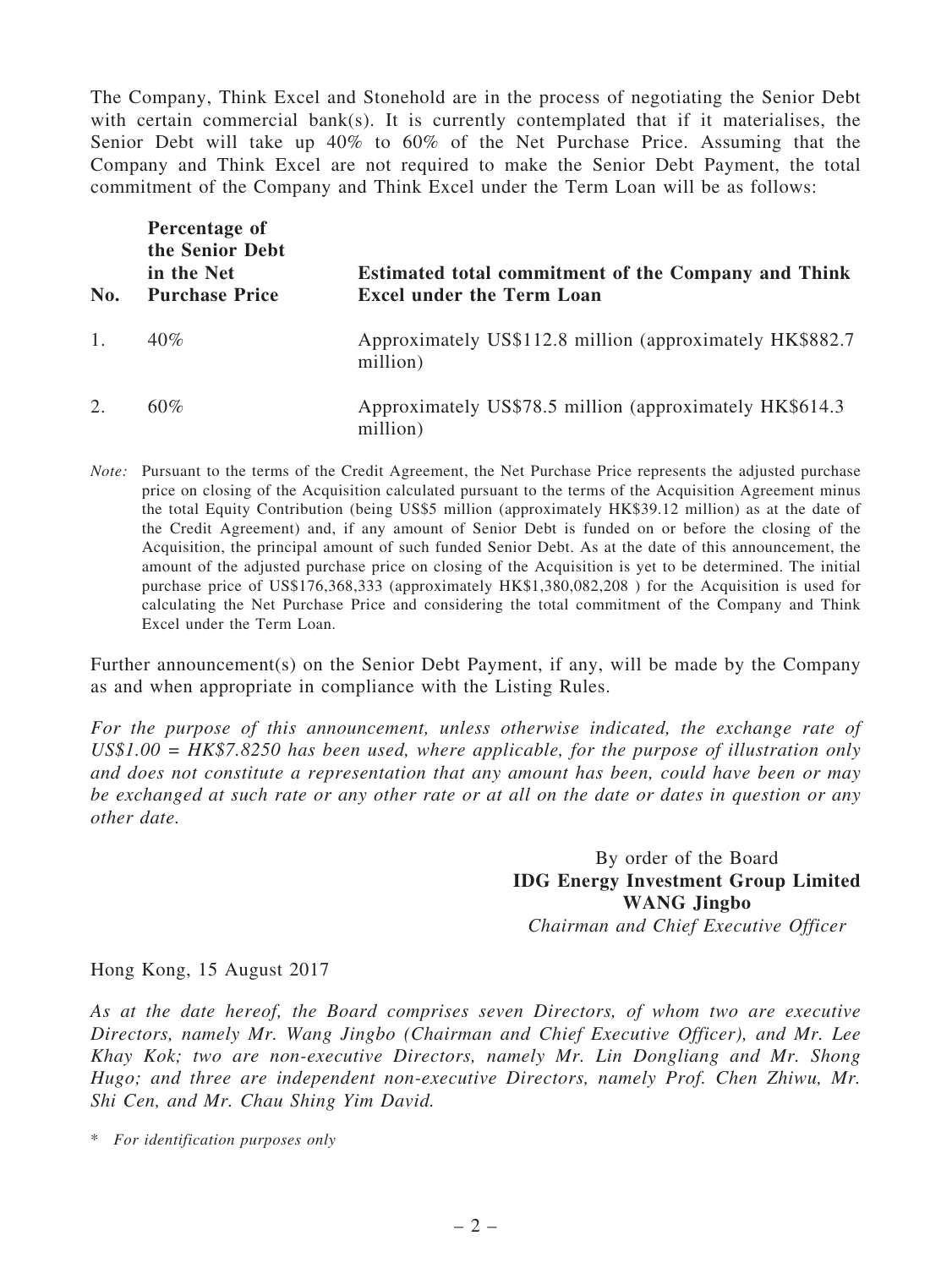The Company, Think Excel and Stonehold are in the process of negotiating the Senior Debt with certain commercial bank(s). It is currently contemplated that if it materialises, the Senior Debt will take up 40% to 60% of the Net Purchase Price. Assuming that the Company and Think Excel are not required to make the Senior Debt Payment, the total commitment of the Company and Think Excel under the Term Loan will be as follows:

| No. | Percentage of the Senior Debt in the Net Purchase Price | Estimated total commitment of the Company and Think Excel under the Term Loan |
|---|---|---|
| 1. | 40% | Approximately US$112.8 million (approximately HK$882.7 million) |
| 2. | 60% | Approximately US$78.5 million (approximately HK$614.3 million) |

*Note:* Pursuant to the terms of the Credit Agreement, the Net Purchase Price represents the adjusted purchase price on closing of the Acquisition calculated pursuant to the terms of the Acquisition Agreement minus the total Equity Contribution (being US$5 million (approximately HK$39.12 million) as at the date of the Credit Agreement) and, if any amount of Senior Debt is funded on or before the closing of the Acquisition, the principal amount of such funded Senior Debt. As at the date of this announcement, the amount of the adjusted purchase price on closing of the Acquisition is yet to be determined. The initial purchase price of US$176,368,333 (approximately HK$1,380,082,208 ) for the Acquisition is used for calculating the Net Purchase Price and considering the total commitment of the Company and Think Excel under the Term Loan.

Further announcement(s) on the Senior Debt Payment, if any, will be made by the Company as and when appropriate in compliance with the Listing Rules.

*For the purpose of this announcement, unless otherwise indicated, the exchange rate of US$1.00 = HK$7.8250 has been used, where applicable, for the purpose of illustration only and does not constitute a representation that any amount has been, could have been or may be exchanged at such rate or any other rate or at all on the date or dates in question or any other date.*

By order of the Board
**IDG Energy Investment Group Limited**
**WANG Jingbo**
*Chairman and Chief Executive Officer*

Hong Kong, 15 August 2017

*As at the date hereof, the Board comprises seven Directors, of whom two are executive Directors, namely Mr. Wang Jingbo (Chairman and Chief Executive Officer), and Mr. Lee Khay Kok; two are non-executive Directors, namely Mr. Lin Dongliang and Mr. Shong Hugo; and three are independent non-executive Directors, namely Prof. Chen Zhiwu, Mr. Shi Cen, and Mr. Chau Shing Yim David.*

\* *For identification purposes only*